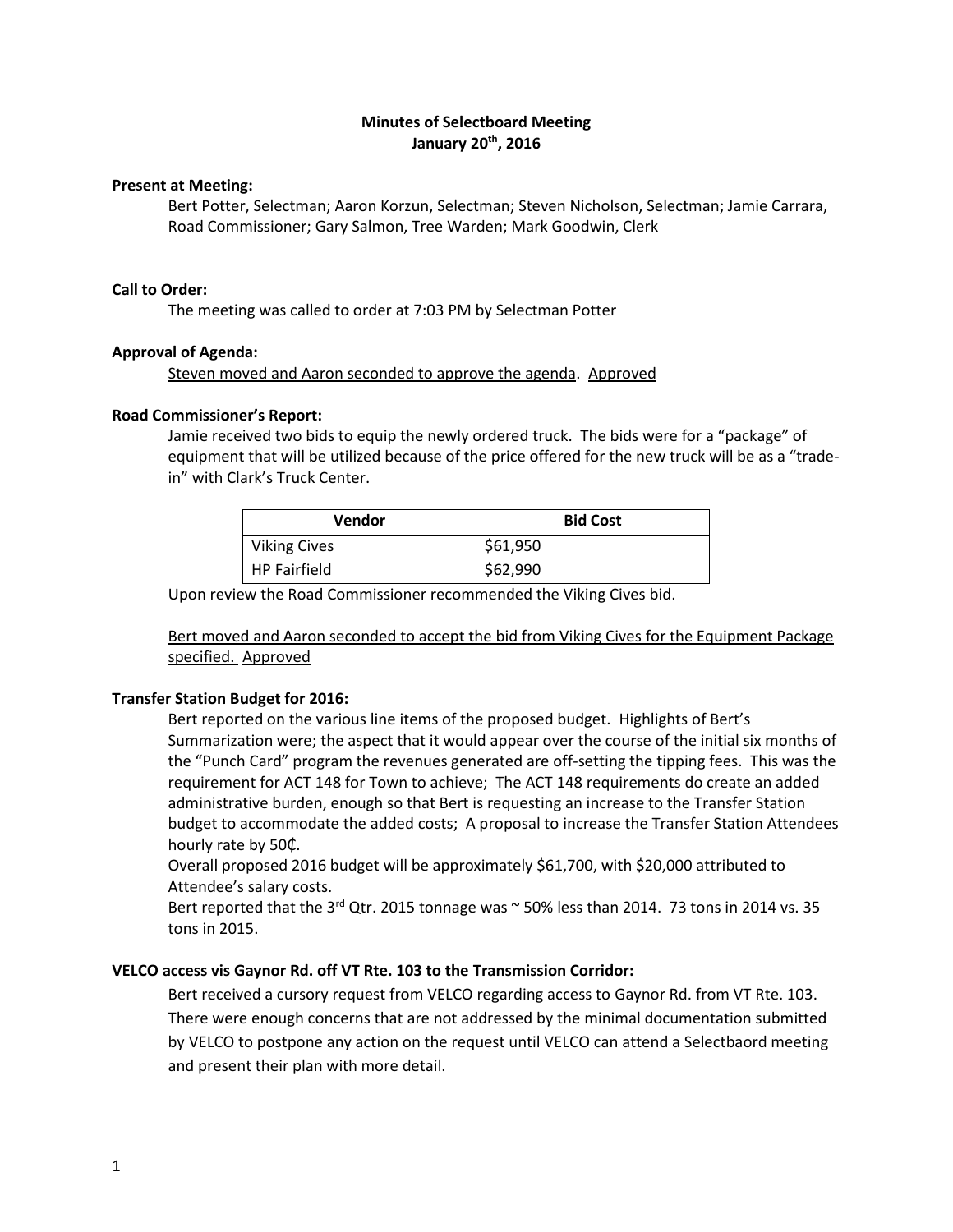# Minutes of Selectboard Meeting
## January 20th, 2016

**Present at Meeting:**

Bert Potter, Selectman; Aaron Korzun, Selectman; Steven Nicholson, Selectman; Jamie Carrara, Road Commissioner; Gary Salmon, Tree Warden; Mark Goodwin, Clerk

**Call to Order:**

The meeting was called to order at 7:03 PM by Selectman Potter

**Approval of Agenda:**

<u>Steven moved and Aaron seconded to approve the agenda</u>. <u>Approved</u>

**Road Commissioner's Report:**

Jamie received two bids to equip the newly ordered truck. The bids were for a "package" of equipment that will be utilized because of the price offered for the new truck will be as a "trade-in" with Clark's Truck Center.

| Vendor | Bid Cost |
|---|---|
| Viking Cives | $61,950 |
| HP Fairfield | $62,990 |

Upon review the Road Commissioner recommended the Viking Cives bid.

<u>Bert moved and Aaron seconded to accept the bid from Viking Cives for the Equipment Package specified. Approved</u>

**Transfer Station Budget for 2016:**

Bert reported on the various line items of the proposed budget. Highlights of Bert's Summarization were; the aspect that it would appear over the course of the initial six months of the "Punch Card" program the revenues generated are off-setting the tipping fees. This was the requirement for ACT 148 for Town to achieve; The ACT 148 requirements do create an added administrative burden, enough so that Bert is requesting an increase to the Transfer Station budget to accommodate the added costs; A proposal to increase the Transfer Station Attendees hourly rate by 50₵.

Overall proposed 2016 budget will be approximately $61,700, with $20,000 attributed to Attendee's salary costs.

Bert reported that the 3rd Qtr. 2015 tonnage was ~ 50% less than 2014. 73 tons in 2014 vs. 35 tons in 2015.

**VELCO access vis Gaynor Rd. off VT Rte. 103 to the Transmission Corridor:**

Bert received a cursory request from VELCO regarding access to Gaynor Rd. from VT Rte. 103. There were enough concerns that are not addressed by the minimal documentation submitted by VELCO to postpone any action on the request until VELCO can attend a Selectbaord meeting and present their plan with more detail.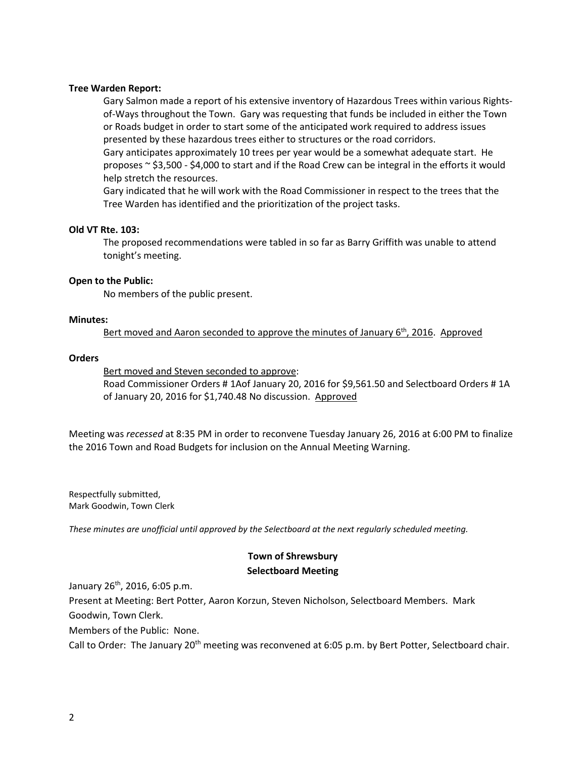**Tree Warden Report:**

Gary Salmon made a report of his extensive inventory of Hazardous Trees within various Rights-of-Ways throughout the Town. Gary was requesting that funds be included in either the Town or Roads budget in order to start some of the anticipated work required to address issues presented by these hazardous trees either to structures or the road corridors.

Gary anticipates approximately 10 trees per year would be a somewhat adequate start. He proposes ~ $3,500 - $4,000 to start and if the Road Crew can be integral in the efforts it would help stretch the resources.

Gary indicated that he will work with the Road Commissioner in respect to the trees that the Tree Warden has identified and the prioritization of the project tasks.

**Old VT Rte. 103:**

The proposed recommendations were tabled in so far as Barry Griffith was unable to attend tonight's meeting.

**Open to the Public:**

No members of the public present.

**Minutes:**

Bert moved and Aaron seconded to approve the minutes of January 6th, 2016. Approved

**Orders**

Bert moved and Steven seconded to approve:
Road Commissioner Orders # 1Aof January 20, 2016 for $9,561.50 and Selectboard Orders # 1A of January 20, 2016 for $1,740.48 No discussion. Approved

Meeting was *recessed* at 8:35 PM in order to reconvene Tuesday January 26, 2016 at 6:00 PM to finalize the 2016 Town and Road Budgets for inclusion on the Annual Meeting Warning.

Respectfully submitted,
Mark Goodwin, Town Clerk

*These minutes are unofficial until approved by the Selectboard at the next regularly scheduled meeting.*

**Town of Shrewsbury**
**Selectboard Meeting**

January 26th, 2016, 6:05 p.m.

Present at Meeting: Bert Potter, Aaron Korzun, Steven Nicholson, Selectboard Members. Mark Goodwin, Town Clerk.

Members of the Public: None.

Call to Order: The January 20th meeting was reconvened at 6:05 p.m. by Bert Potter, Selectboard chair.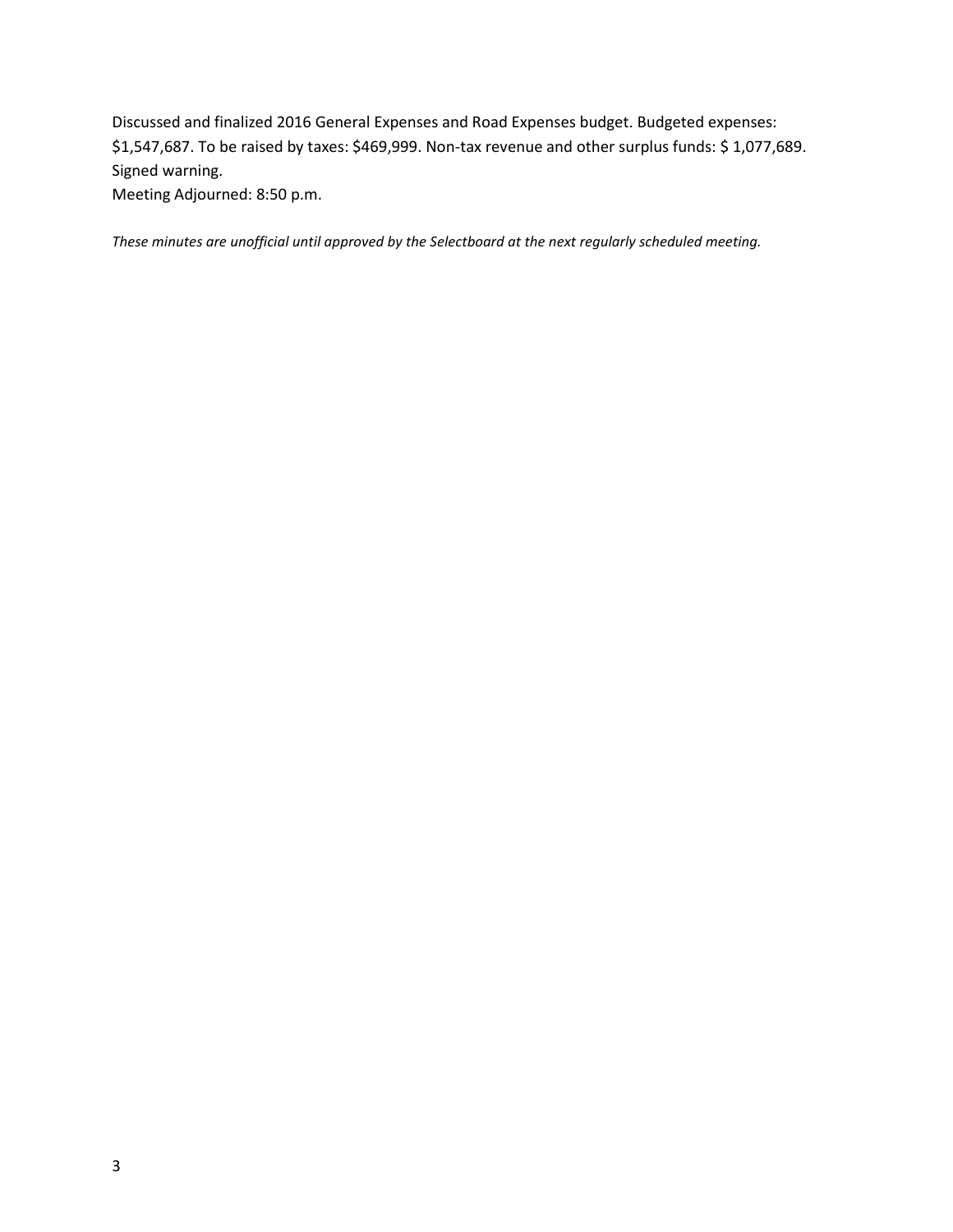Discussed and finalized 2016 General Expenses and Road Expenses budget. Budgeted expenses: $1,547,687. To be raised by taxes: $469,999. Non-tax revenue and other surplus funds: $ 1,077,689.
Signed warning.
Meeting Adjourned: 8:50 p.m.

*These minutes are unofficial until approved by the Selectboard at the next regularly scheduled meeting.*